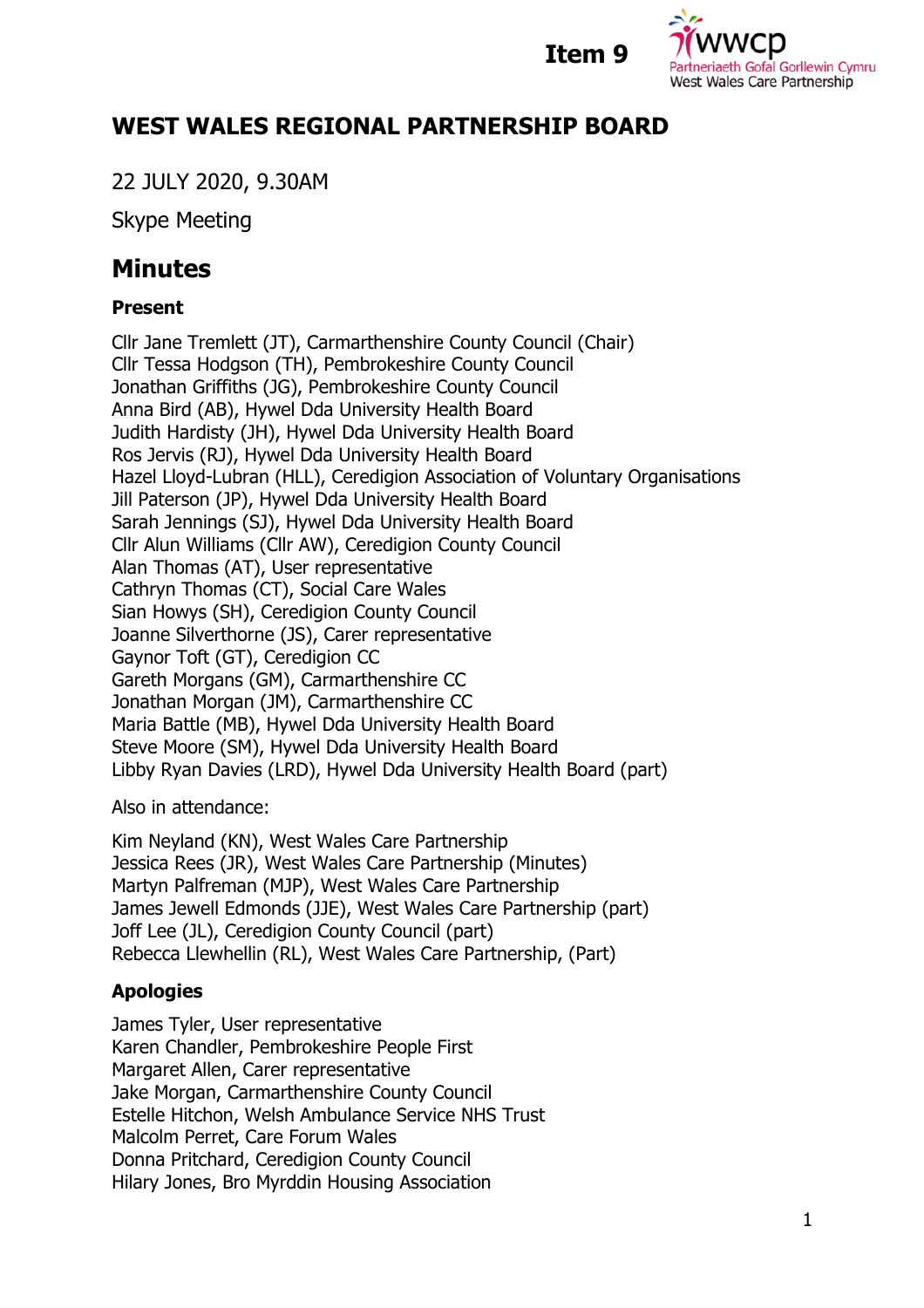Item 9

wwcp
Partneriaeth Gofal Gorllewin Cymru
West Wales Care Partnership

# WEST WALES REGIONAL PARTNERSHIP BOARD

22 JULY 2020, 9.30AM

Skype Meeting

## Minutes

### Present

Cllr Jane Tremlett (JT), Carmarthenshire County Council (Chair)
Cllr Tessa Hodgson (TH), Pembrokeshire County Council
Jonathan Griffiths (JG), Pembrokeshire County Council
Anna Bird (AB), Hywel Dda University Health Board
Judith Hardisty (JH), Hywel Dda University Health Board
Ros Jervis (RJ), Hywel Dda University Health Board
Hazel Lloyd-Lubran (HLL), Ceredigion Association of Voluntary Organisations
Jill Paterson (JP), Hywel Dda University Health Board
Sarah Jennings (SJ), Hywel Dda University Health Board
Cllr Alun Williams (Cllr AW), Ceredigion County Council
Alan Thomas (AT), User representative
Cathryn Thomas (CT), Social Care Wales
Sian Howys (SH), Ceredigion County Council
Joanne Silverthorne (JS), Carer representative
Gaynor Toft (GT), Ceredigion CC
Gareth Morgans (GM), Carmarthenshire CC
Jonathan Morgan (JM), Carmarthenshire CC
Maria Battle (MB), Hywel Dda University Health Board
Steve Moore (SM), Hywel Dda University Health Board
Libby Ryan Davies (LRD), Hywel Dda University Health Board (part)

Also in attendance:

Kim Neyland (KN), West Wales Care Partnership
Jessica Rees (JR), West Wales Care Partnership (Minutes)
Martyn Palfreman (MJP), West Wales Care Partnership
James Jewell Edmonds (JJE), West Wales Care Partnership (part)
Joff Lee (JL), Ceredigion County Council (part)
Rebecca Llewhellin (RL), West Wales Care Partnership, (Part)

### Apologies

James Tyler, User representative
Karen Chandler, Pembrokeshire People First
Margaret Allen, Carer representative
Jake Morgan, Carmarthenshire County Council
Estelle Hitchon, Welsh Ambulance Service NHS Trust
Malcolm Perret, Care Forum Wales
Donna Pritchard, Ceredigion County Council
Hilary Jones, Bro Myrddin Housing Association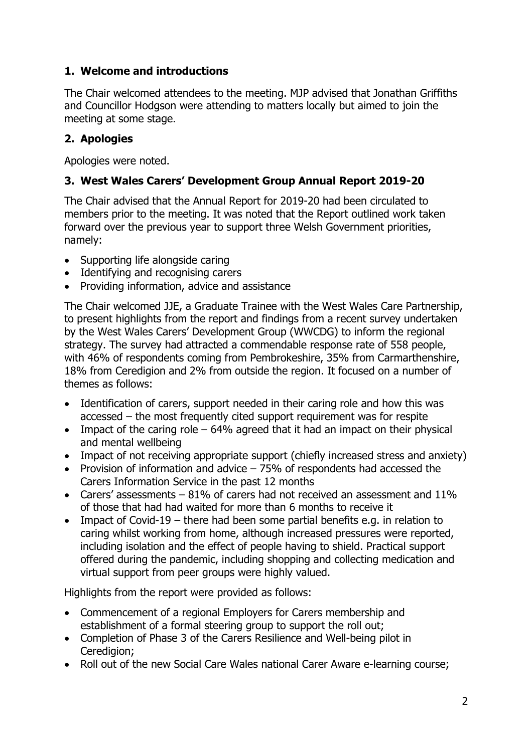## 1. Welcome and introductions

The Chair welcomed attendees to the meeting. MJP advised that Jonathan Griffiths and Councillor Hodgson were attending to matters locally but aimed to join the meeting at some stage.

## 2. Apologies

Apologies were noted.

## 3. West Wales Carers' Development Group Annual Report 2019-20

The Chair advised that the Annual Report for 2019-20 had been circulated to members prior to the meeting. It was noted that the Report outlined work taken forward over the previous year to support three Welsh Government priorities, namely:

- Supporting life alongside caring
- Identifying and recognising carers
- Providing information, advice and assistance

The Chair welcomed JJE, a Graduate Trainee with the West Wales Care Partnership, to present highlights from the report and findings from a recent survey undertaken by the West Wales Carers' Development Group (WWCDG) to inform the regional strategy. The survey had attracted a commendable response rate of 558 people, with 46% of respondents coming from Pembrokeshire, 35% from Carmarthenshire, 18% from Ceredigion and 2% from outside the region. It focused on a number of themes as follows:

- Identification of carers, support needed in their caring role and how this was accessed – the most frequently cited support requirement was for respite
- Impact of the caring role – 64% agreed that it had an impact on their physical and mental wellbeing
- Impact of not receiving appropriate support (chiefly increased stress and anxiety)
- Provision of information and advice – 75% of respondents had accessed the Carers Information Service in the past 12 months
- Carers' assessments – 81% of carers had not received an assessment and 11% of those that had had waited for more than 6 months to receive it
- Impact of Covid-19 – there had been some partial benefits e.g. in relation to caring whilst working from home, although increased pressures were reported, including isolation and the effect of people having to shield. Practical support offered during the pandemic, including shopping and collecting medication and virtual support from peer groups were highly valued.

Highlights from the report were provided as follows:

- Commencement of a regional Employers for Carers membership and establishment of a formal steering group to support the roll out;
- Completion of Phase 3 of the Carers Resilience and Well-being pilot in Ceredigion;
- Roll out of the new Social Care Wales national Carer Aware e-learning course;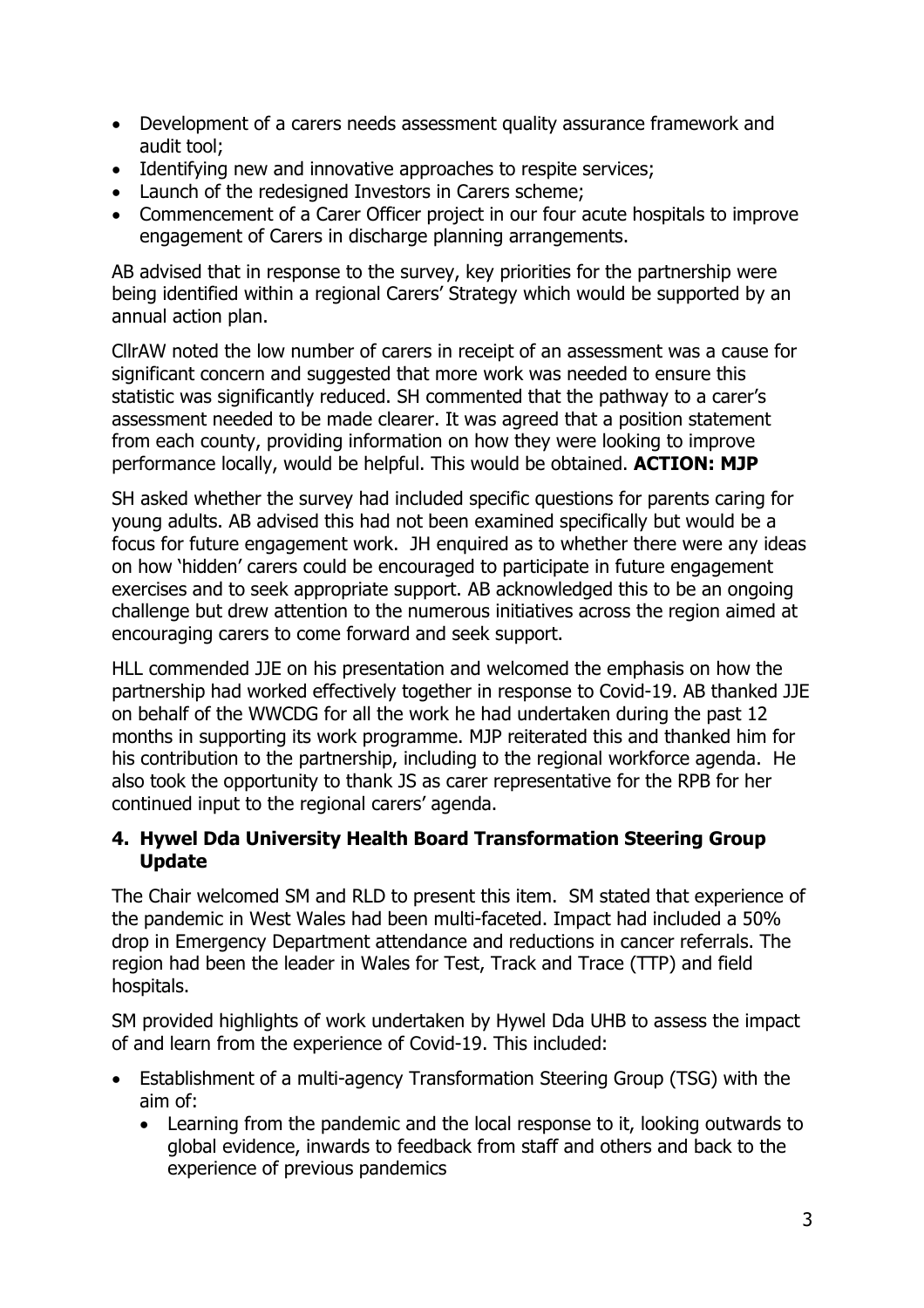- Development of a carers needs assessment quality assurance framework and audit tool;
- Identifying new and innovative approaches to respite services;
- Launch of the redesigned Investors in Carers scheme;
- Commencement of a Carer Officer project in our four acute hospitals to improve engagement of Carers in discharge planning arrangements.

AB advised that in response to the survey, key priorities for the partnership were being identified within a regional Carers' Strategy which would be supported by an annual action plan.

CllrAW noted the low number of carers in receipt of an assessment was a cause for significant concern and suggested that more work was needed to ensure this statistic was significantly reduced. SH commented that the pathway to a carer's assessment needed to be made clearer. It was agreed that a position statement from each county, providing information on how they were looking to improve performance locally, would be helpful. This would be obtained. **ACTION: MJP**

SH asked whether the survey had included specific questions for parents caring for young adults. AB advised this had not been examined specifically but would be a focus for future engagement work. JH enquired as to whether there were any ideas on how 'hidden' carers could be encouraged to participate in future engagement exercises and to seek appropriate support. AB acknowledged this to be an ongoing challenge but drew attention to the numerous initiatives across the region aimed at encouraging carers to come forward and seek support.

HLL commended JJE on his presentation and welcomed the emphasis on how the partnership had worked effectively together in response to Covid-19. AB thanked JJE on behalf of the WWCDG for all the work he had undertaken during the past 12 months in supporting its work programme. MJP reiterated this and thanked him for his contribution to the partnership, including to the regional workforce agenda. He also took the opportunity to thank JS as carer representative for the RPB for her continued input to the regional carers' agenda.

## 4. Hywel Dda University Health Board Transformation Steering Group Update

The Chair welcomed SM and RLD to present this item. SM stated that experience of the pandemic in West Wales had been multi-faceted. Impact had included a 50% drop in Emergency Department attendance and reductions in cancer referrals. The region had been the leader in Wales for Test, Track and Trace (TTP) and field hospitals.

SM provided highlights of work undertaken by Hywel Dda UHB to assess the impact of and learn from the experience of Covid-19. This included:

- Establishment of a multi-agency Transformation Steering Group (TSG) with the aim of:
  - Learning from the pandemic and the local response to it, looking outwards to global evidence, inwards to feedback from staff and others and back to the experience of previous pandemics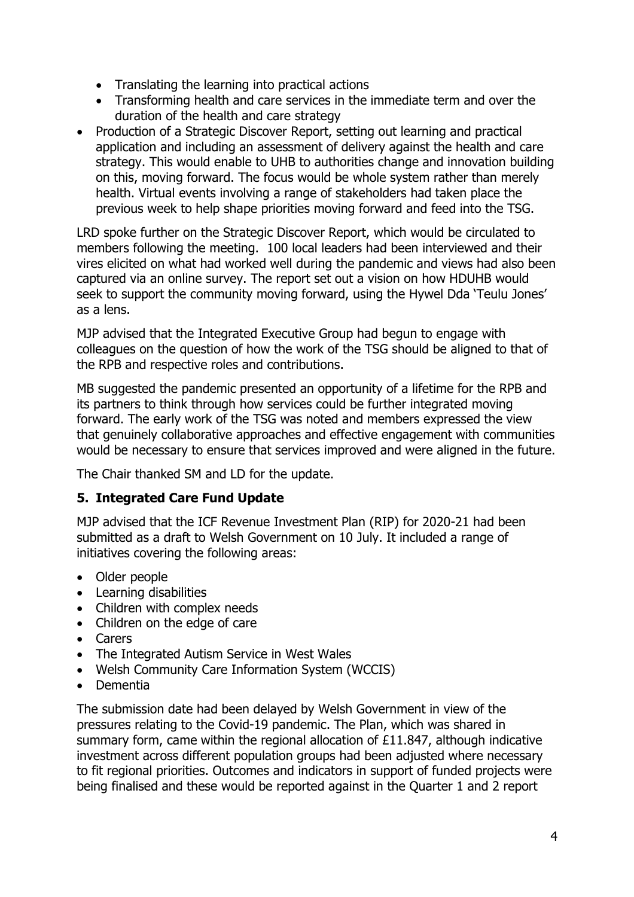- Translating the learning into practical actions
  - Transforming health and care services in the immediate term and over the duration of the health and care strategy
- Production of a Strategic Discover Report, setting out learning and practical application and including an assessment of delivery against the health and care strategy. This would enable to UHB to authorities change and innovation building on this, moving forward. The focus would be whole system rather than merely health. Virtual events involving a range of stakeholders had taken place the previous week to help shape priorities moving forward and feed into the TSG.

LRD spoke further on the Strategic Discover Report, which would be circulated to members following the meeting. 100 local leaders had been interviewed and their vires elicited on what had worked well during the pandemic and views had also been captured via an online survey. The report set out a vision on how HDUHB would seek to support the community moving forward, using the Hywel Dda 'Teulu Jones' as a lens.

MJP advised that the Integrated Executive Group had begun to engage with colleagues on the question of how the work of the TSG should be aligned to that of the RPB and respective roles and contributions.

MB suggested the pandemic presented an opportunity of a lifetime for the RPB and its partners to think through how services could be further integrated moving forward. The early work of the TSG was noted and members expressed the view that genuinely collaborative approaches and effective engagement with communities would be necessary to ensure that services improved and were aligned in the future.

The Chair thanked SM and LD for the update.

## 5. Integrated Care Fund Update

MJP advised that the ICF Revenue Investment Plan (RIP) for 2020-21 had been submitted as a draft to Welsh Government on 10 July. It included a range of initiatives covering the following areas:

- Older people
- Learning disabilities
- Children with complex needs
- Children on the edge of care
- Carers
- The Integrated Autism Service in West Wales
- Welsh Community Care Information System (WCCIS)
- Dementia

The submission date had been delayed by Welsh Government in view of the pressures relating to the Covid-19 pandemic. The Plan, which was shared in summary form, came within the regional allocation of £11.847, although indicative investment across different population groups had been adjusted where necessary to fit regional priorities. Outcomes and indicators in support of funded projects were being finalised and these would be reported against in the Quarter 1 and 2 report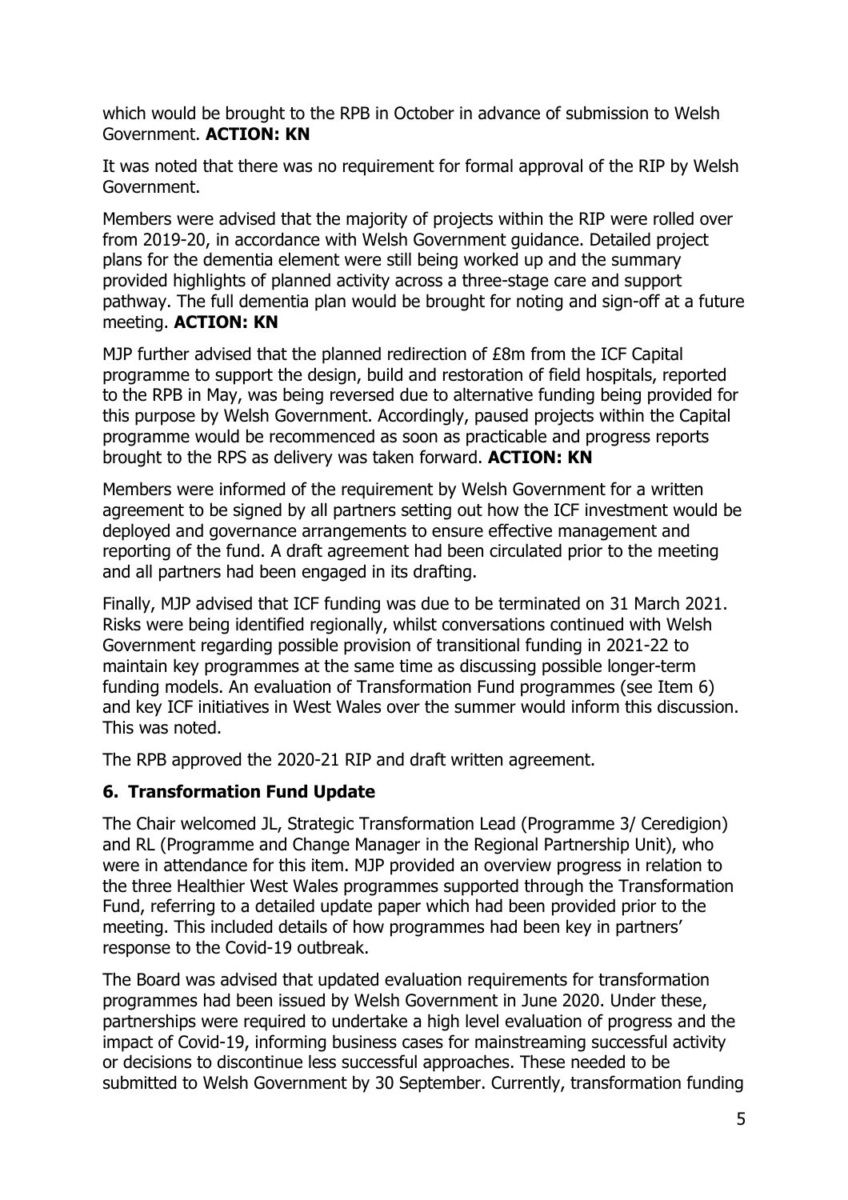which would be brought to the RPB in October in advance of submission to Welsh Government. **ACTION: KN**

It was noted that there was no requirement for formal approval of the RIP by Welsh Government.

Members were advised that the majority of projects within the RIP were rolled over from 2019-20, in accordance with Welsh Government guidance. Detailed project plans for the dementia element were still being worked up and the summary provided highlights of planned activity across a three-stage care and support pathway. The full dementia plan would be brought for noting and sign-off at a future meeting. **ACTION: KN**

MJP further advised that the planned redirection of £8m from the ICF Capital programme to support the design, build and restoration of field hospitals, reported to the RPB in May, was being reversed due to alternative funding being provided for this purpose by Welsh Government. Accordingly, paused projects within the Capital programme would be recommenced as soon as practicable and progress reports brought to the RPS as delivery was taken forward. **ACTION: KN**

Members were informed of the requirement by Welsh Government for a written agreement to be signed by all partners setting out how the ICF investment would be deployed and governance arrangements to ensure effective management and reporting of the fund. A draft agreement had been circulated prior to the meeting and all partners had been engaged in its drafting.

Finally, MJP advised that ICF funding was due to be terminated on 31 March 2021. Risks were being identified regionally, whilst conversations continued with Welsh Government regarding possible provision of transitional funding in 2021-22 to maintain key programmes at the same time as discussing possible longer-term funding models. An evaluation of Transformation Fund programmes (see Item 6) and key ICF initiatives in West Wales over the summer would inform this discussion. This was noted.

The RPB approved the 2020-21 RIP and draft written agreement.

## 6. Transformation Fund Update

The Chair welcomed JL, Strategic Transformation Lead (Programme 3/ Ceredigion) and RL (Programme and Change Manager in the Regional Partnership Unit), who were in attendance for this item. MJP provided an overview progress in relation to the three Healthier West Wales programmes supported through the Transformation Fund, referring to a detailed update paper which had been provided prior to the meeting. This included details of how programmes had been key in partners' response to the Covid-19 outbreak.

The Board was advised that updated evaluation requirements for transformation programmes had been issued by Welsh Government in June 2020. Under these, partnerships were required to undertake a high level evaluation of progress and the impact of Covid-19, informing business cases for mainstreaming successful activity or decisions to discontinue less successful approaches. These needed to be submitted to Welsh Government by 30 September. Currently, transformation funding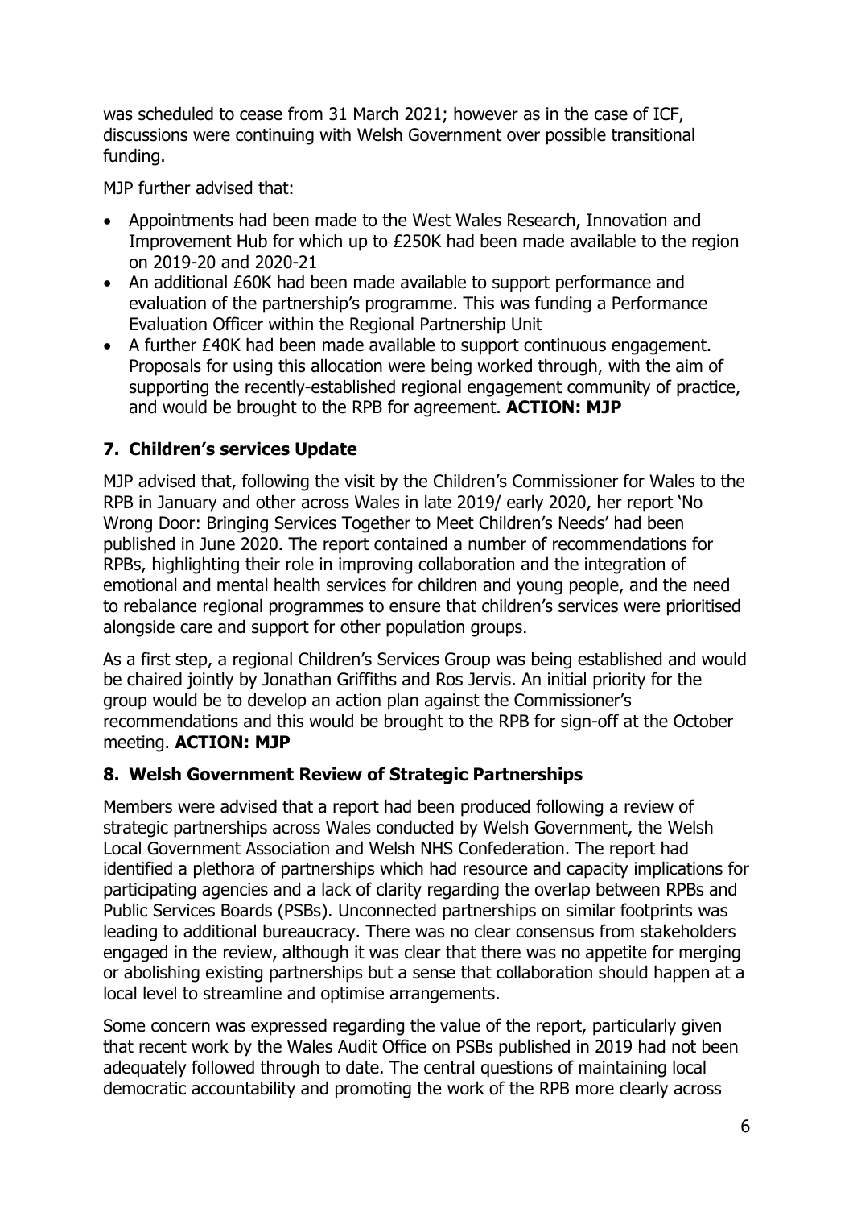was scheduled to cease from 31 March 2021; however as in the case of ICF, discussions were continuing with Welsh Government over possible transitional funding.

MJP further advised that:

- Appointments had been made to the West Wales Research, Innovation and Improvement Hub for which up to £250K had been made available to the region on 2019-20 and 2020-21
- An additional £60K had been made available to support performance and evaluation of the partnership's programme. This was funding a Performance Evaluation Officer within the Regional Partnership Unit
- A further £40K had been made available to support continuous engagement. Proposals for using this allocation were being worked through, with the aim of supporting the recently-established regional engagement community of practice, and would be brought to the RPB for agreement. **ACTION: MJP**

## 7. Children's services Update

MJP advised that, following the visit by the Children's Commissioner for Wales to the RPB in January and other across Wales in late 2019/ early 2020, her report 'No Wrong Door: Bringing Services Together to Meet Children's Needs' had been published in June 2020. The report contained a number of recommendations for RPBs, highlighting their role in improving collaboration and the integration of emotional and mental health services for children and young people, and the need to rebalance regional programmes to ensure that children's services were prioritised alongside care and support for other population groups.

As a first step, a regional Children's Services Group was being established and would be chaired jointly by Jonathan Griffiths and Ros Jervis. An initial priority for the group would be to develop an action plan against the Commissioner's recommendations and this would be brought to the RPB for sign-off at the October meeting. **ACTION: MJP**

## 8. Welsh Government Review of Strategic Partnerships

Members were advised that a report had been produced following a review of strategic partnerships across Wales conducted by Welsh Government, the Welsh Local Government Association and Welsh NHS Confederation. The report had identified a plethora of partnerships which had resource and capacity implications for participating agencies and a lack of clarity regarding the overlap between RPBs and Public Services Boards (PSBs). Unconnected partnerships on similar footprints was leading to additional bureaucracy. There was no clear consensus from stakeholders engaged in the review, although it was clear that there was no appetite for merging or abolishing existing partnerships but a sense that collaboration should happen at a local level to streamline and optimise arrangements.

Some concern was expressed regarding the value of the report, particularly given that recent work by the Wales Audit Office on PSBs published in 2019 had not been adequately followed through to date. The central questions of maintaining local democratic accountability and promoting the work of the RPB more clearly across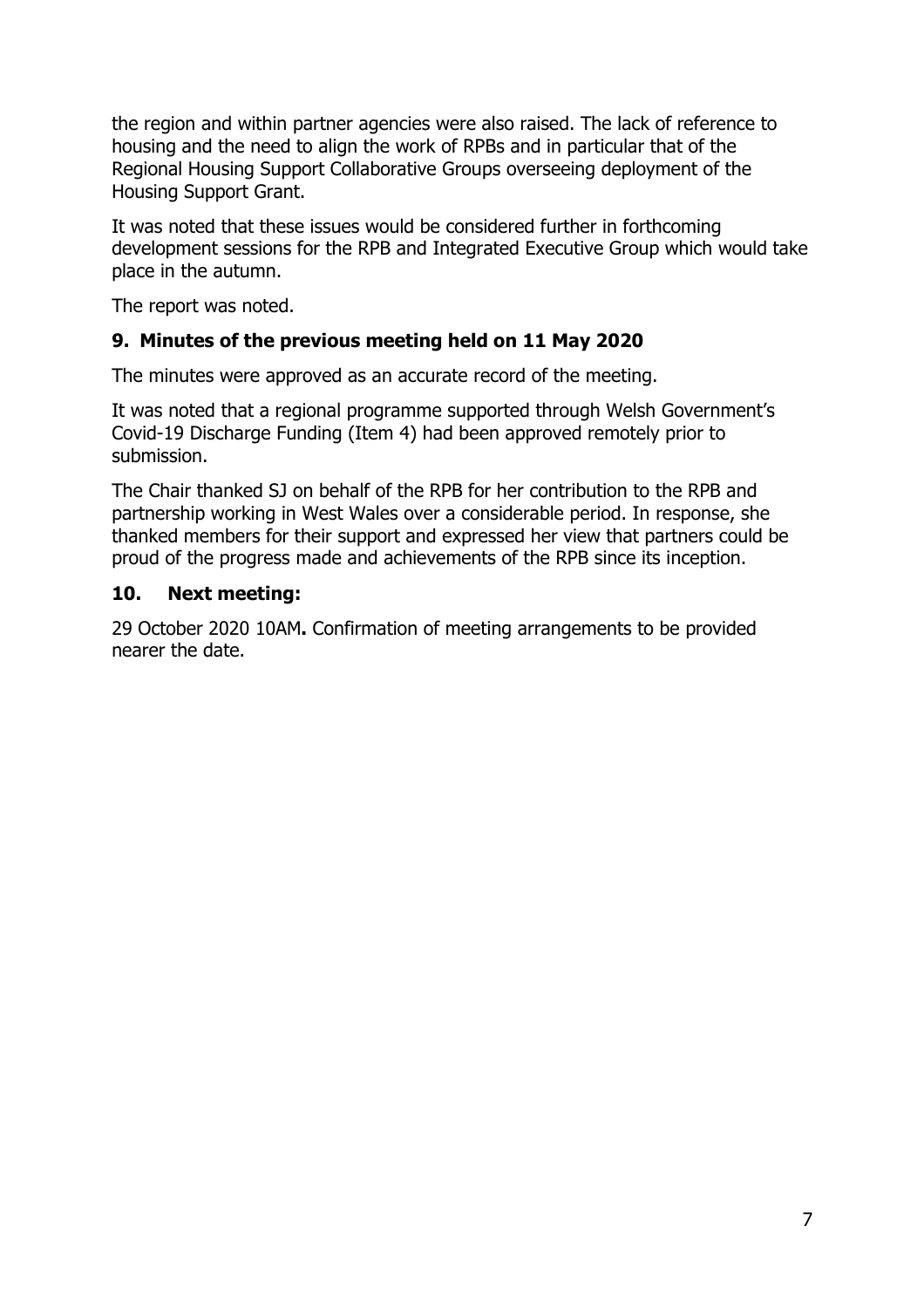the region and within partner agencies were also raised. The lack of reference to housing and the need to align the work of RPBs and in particular that of the Regional Housing Support Collaborative Groups overseeing deployment of the Housing Support Grant.

It was noted that these issues would be considered further in forthcoming development sessions for the RPB and Integrated Executive Group which would take place in the autumn.

The report was noted.

## 9. Minutes of the previous meeting held on 11 May 2020

The minutes were approved as an accurate record of the meeting.

It was noted that a regional programme supported through Welsh Government's Covid-19 Discharge Funding (Item 4) had been approved remotely prior to submission.

The Chair thanked SJ on behalf of the RPB for her contribution to the RPB and partnership working in West Wales over a considerable period. In response, she thanked members for their support and expressed her view that partners could be proud of the progress made and achievements of the RPB since its inception.

## 10. Next meeting:

29 October 2020 10AM**.** Confirmation of meeting arrangements to be provided nearer the date.